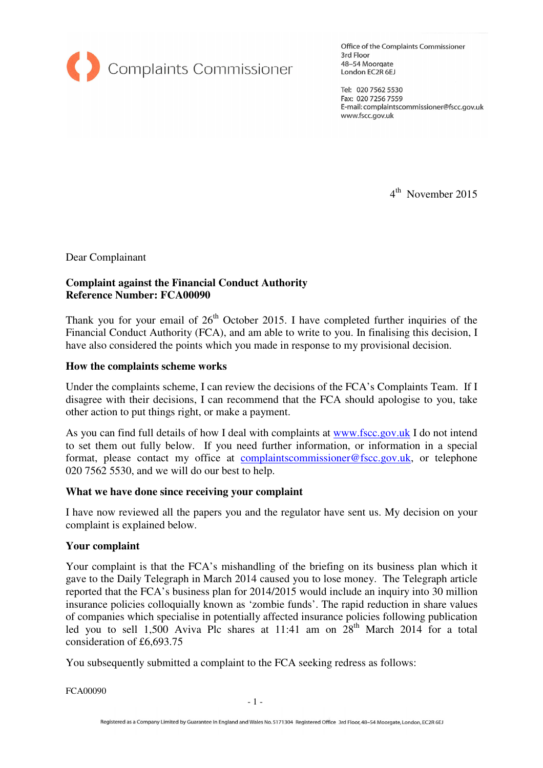Complaints Commissioner

Office of the Complaints Commissioner
3rd Floor
48–54 Moorgate
London EC2R 6EJ

Tel: 020 7562 5530
Fax: 020 7256 7559
E-mail: complaintscommissioner@fscc.gov.uk
www.fscc.gov.uk

4th November 2015

Dear Complainant

**Complaint against the Financial Conduct Authority**
**Reference Number: FCA00090**

Thank you for your email of 26th October 2015. I have completed further inquiries of the Financial Conduct Authority (FCA), and am able to write to you. In finalising this decision, I have also considered the points which you made in response to my provisional decision.

**How the complaints scheme works**

Under the complaints scheme, I can review the decisions of the FCA's Complaints Team. If I disagree with their decisions, I can recommend that the FCA should apologise to you, take other action to put things right, or make a payment.

As you can find full details of how I deal with complaints at www.fscc.gov.uk I do not intend to set them out fully below. If you need further information, or information in a special format, please contact my office at complaintscommissioner@fscc.gov.uk, or telephone 020 7562 5530, and we will do our best to help.

**What we have done since receiving your complaint**

I have now reviewed all the papers you and the regulator have sent us. My decision on your complaint is explained below.

**Your complaint**

Your complaint is that the FCA's mishandling of the briefing on its business plan which it gave to the Daily Telegraph in March 2014 caused you to lose money. The Telegraph article reported that the FCA's business plan for 2014/2015 would include an inquiry into 30 million insurance policies colloquially known as 'zombie funds'. The rapid reduction in share values of companies which specialise in potentially affected insurance policies following publication led you to sell 1,500 Aviva Plc shares at 11:41 am on 28th March 2014 for a total consideration of £6,693.75

You subsequently submitted a complaint to the FCA seeking redress as follows:

FCA00090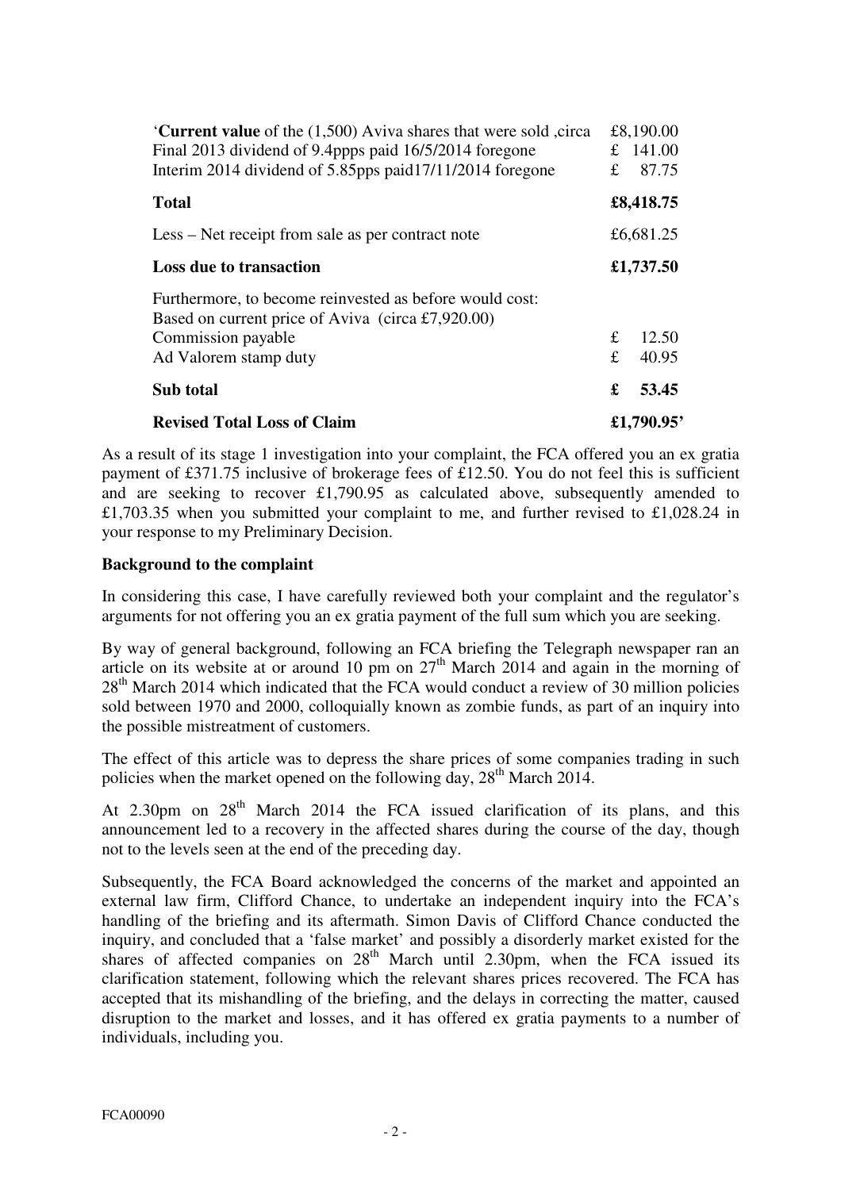| | |
|---|---|
| '**Current value** of the (1,500) Aviva shares that were sold ,circa | £8,190.00 |
| Final 2013 dividend of 9.4ppps paid 16/5/2014 foregone | £ 141.00 |
| Interim 2014 dividend of 5.85pps paid17/11/2014 foregone | £ 87.75 |
| **Total** | **£8,418.75** |
| Less – Net receipt from sale as per contract note | £6,681.25 |
| **Loss due to transaction** | **£1,737.50** |
| Furthermore, to become reinvested as before would cost: Based on current price of Aviva (circa £7,920.00) | |
| Commission payable | £ 12.50 |
| Ad Valorem stamp duty | £ 40.95 |
| **Sub total** | **£ 53.45** |
| **Revised Total Loss of Claim** | **£1,790.95'** |

As a result of its stage 1 investigation into your complaint, the FCA offered you an ex gratia payment of £371.75 inclusive of brokerage fees of £12.50. You do not feel this is sufficient and are seeking to recover £1,790.95 as calculated above, subsequently amended to £1,703.35 when you submitted your complaint to me, and further revised to £1,028.24 in your response to my Preliminary Decision.

**Background to the complaint**

In considering this case, I have carefully reviewed both your complaint and the regulator's arguments for not offering you an ex gratia payment of the full sum which you are seeking.

By way of general background, following an FCA briefing the Telegraph newspaper ran an article on its website at or around 10 pm on 27th March 2014 and again in the morning of 28th March 2014 which indicated that the FCA would conduct a review of 30 million policies sold between 1970 and 2000, colloquially known as zombie funds, as part of an inquiry into the possible mistreatment of customers.

The effect of this article was to depress the share prices of some companies trading in such policies when the market opened on the following day, 28th March 2014.

At 2.30pm on 28th March 2014 the FCA issued clarification of its plans, and this announcement led to a recovery in the affected shares during the course of the day, though not to the levels seen at the end of the preceding day.

Subsequently, the FCA Board acknowledged the concerns of the market and appointed an external law firm, Clifford Chance, to undertake an independent inquiry into the FCA's handling of the briefing and its aftermath. Simon Davis of Clifford Chance conducted the inquiry, and concluded that a 'false market' and possibly a disorderly market existed for the shares of affected companies on 28th March until 2.30pm, when the FCA issued its clarification statement, following which the relevant shares prices recovered. The FCA has accepted that its mishandling of the briefing, and the delays in correcting the matter, caused disruption to the market and losses, and it has offered ex gratia payments to a number of individuals, including you.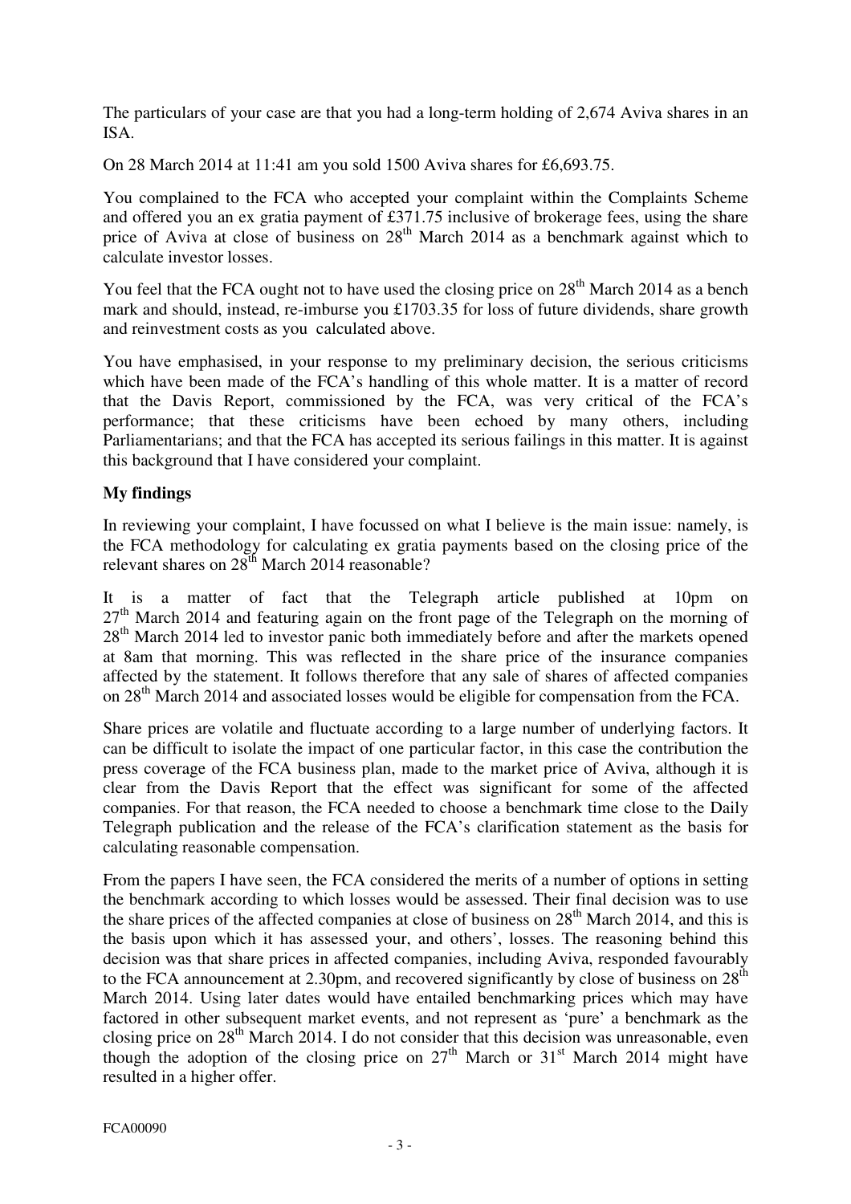The particulars of your case are that you had a long-term holding of 2,674 Aviva shares in an ISA.

On 28 March 2014 at 11:41 am you sold 1500 Aviva shares for £6,693.75.

You complained to the FCA who accepted your complaint within the Complaints Scheme and offered you an ex gratia payment of £371.75 inclusive of brokerage fees, using the share price of Aviva at close of business on 28th March 2014 as a benchmark against which to calculate investor losses.

You feel that the FCA ought not to have used the closing price on 28th March 2014 as a bench mark and should, instead, re-imburse you £1703.35 for loss of future dividends, share growth and reinvestment costs as you calculated above.

You have emphasised, in your response to my preliminary decision, the serious criticisms which have been made of the FCA's handling of this whole matter. It is a matter of record that the Davis Report, commissioned by the FCA, was very critical of the FCA's performance; that these criticisms have been echoed by many others, including Parliamentarians; and that the FCA has accepted its serious failings in this matter. It is against this background that I have considered your complaint.

**My findings**

In reviewing your complaint, I have focussed on what I believe is the main issue: namely, is the FCA methodology for calculating ex gratia payments based on the closing price of the relevant shares on 28th March 2014 reasonable?

It is a matter of fact that the Telegraph article published at 10pm on 27th March 2014 and featuring again on the front page of the Telegraph on the morning of 28th March 2014 led to investor panic both immediately before and after the markets opened at 8am that morning. This was reflected in the share price of the insurance companies affected by the statement. It follows therefore that any sale of shares of affected companies on 28th March 2014 and associated losses would be eligible for compensation from the FCA.

Share prices are volatile and fluctuate according to a large number of underlying factors. It can be difficult to isolate the impact of one particular factor, in this case the contribution the press coverage of the FCA business plan, made to the market price of Aviva, although it is clear from the Davis Report that the effect was significant for some of the affected companies. For that reason, the FCA needed to choose a benchmark time close to the Daily Telegraph publication and the release of the FCA's clarification statement as the basis for calculating reasonable compensation.

From the papers I have seen, the FCA considered the merits of a number of options in setting the benchmark according to which losses would be assessed. Their final decision was to use the share prices of the affected companies at close of business on 28th March 2014, and this is the basis upon which it has assessed your, and others', losses. The reasoning behind this decision was that share prices in affected companies, including Aviva, responded favourably to the FCA announcement at 2.30pm, and recovered significantly by close of business on 28th March 2014. Using later dates would have entailed benchmarking prices which may have factored in other subsequent market events, and not represent as 'pure' a benchmark as the closing price on 28th March 2014. I do not consider that this decision was unreasonable, even though the adoption of the closing price on 27th March or 31st March 2014 might have resulted in a higher offer.

FCA00090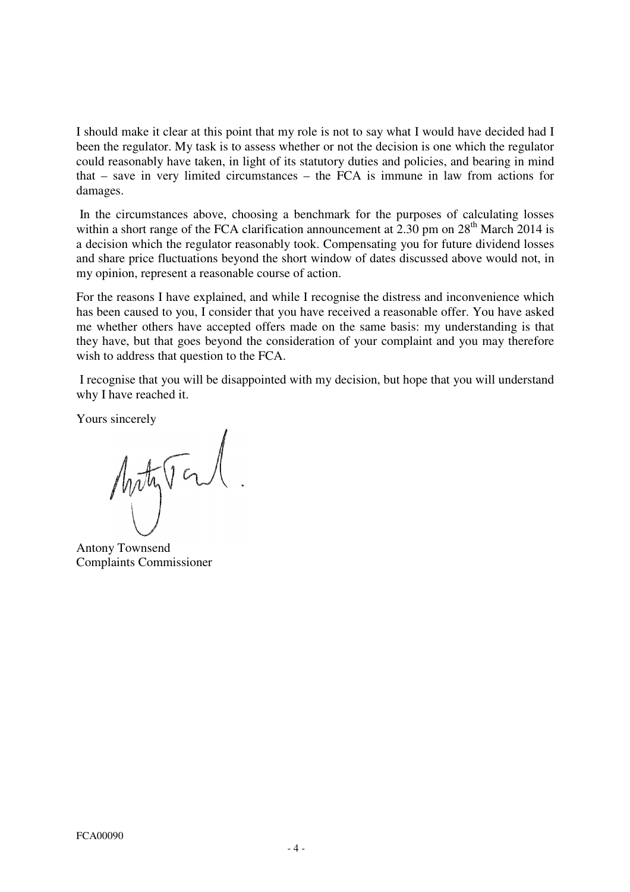I should make it clear at this point that my role is not to say what I would have decided had I been the regulator. My task is to assess whether or not the decision is one which the regulator could reasonably have taken, in light of its statutory duties and policies, and bearing in mind that – save in very limited circumstances – the FCA is immune in law from actions for damages.

In the circumstances above, choosing a benchmark for the purposes of calculating losses within a short range of the FCA clarification announcement at 2.30 pm on 28th March 2014 is a decision which the regulator reasonably took. Compensating you for future dividend losses and share price fluctuations beyond the short window of dates discussed above would not, in my opinion, represent a reasonable course of action.

For the reasons I have explained, and while I recognise the distress and inconvenience which has been caused to you, I consider that you have received a reasonable offer. You have asked me whether others have accepted offers made on the same basis: my understanding is that they have, but that goes beyond the consideration of your complaint and you may therefore wish to address that question to the FCA.

I recognise that you will be disappointed with my decision, but hope that you will understand why I have reached it.

Yours sincerely

Antony Townsend
Complaints Commissioner

FCA00090